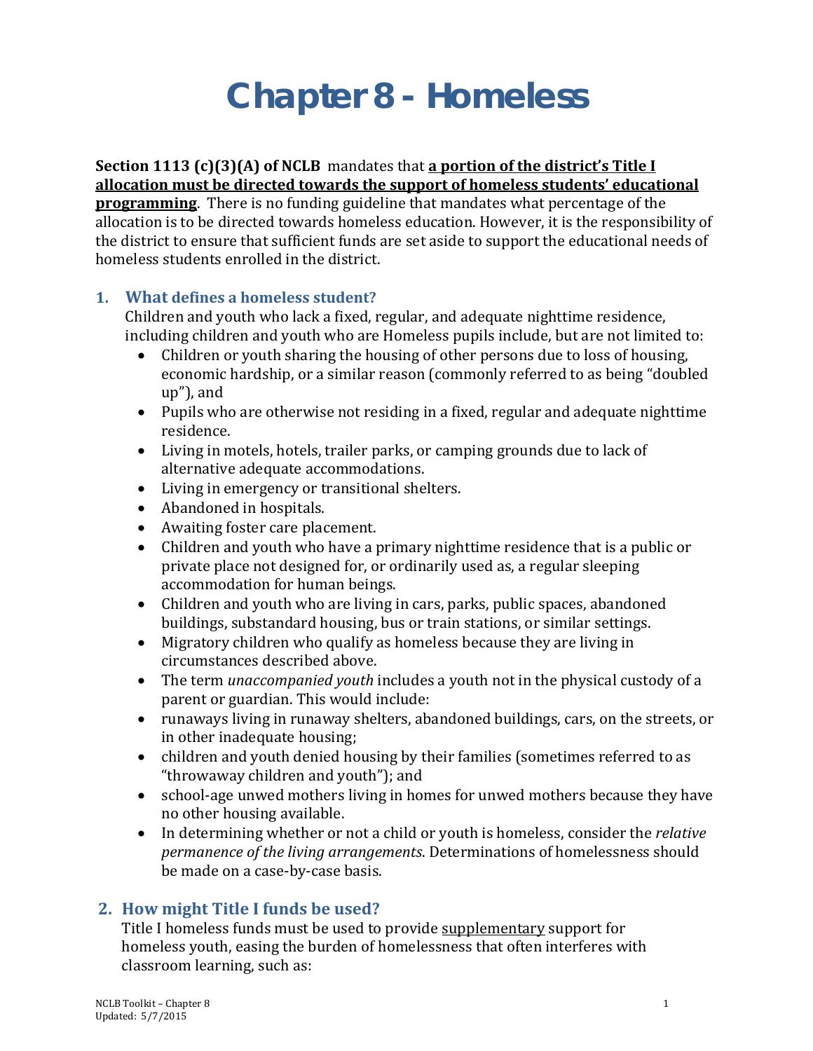# Chapter 8 - Homeless

**Section 1113 (c)(3)(A) of NCLB** mandates that **a portion of the district's Title I allocation must be directed towards the support of homeless students' educational programming**. There is no funding guideline that mandates what percentage of the allocation is to be directed towards homeless education. However, it is the responsibility of the district to ensure that sufficient funds are set aside to support the educational needs of homeless students enrolled in the district.

### 1. What defines a homeless student?

Children and youth who lack a fixed, regular, and adequate nighttime residence, including children and youth who are Homeless pupils include, but are not limited to:

- Children or youth sharing the housing of other persons due to loss of housing, economic hardship, or a similar reason (commonly referred to as being "doubled up"), and
- Pupils who are otherwise not residing in a fixed, regular and adequate nighttime residence.
- Living in motels, hotels, trailer parks, or camping grounds due to lack of alternative adequate accommodations.
- Living in emergency or transitional shelters.
- Abandoned in hospitals.
- Awaiting foster care placement.
- Children and youth who have a primary nighttime residence that is a public or private place not designed for, or ordinarily used as, a regular sleeping accommodation for human beings.
- Children and youth who are living in cars, parks, public spaces, abandoned buildings, substandard housing, bus or train stations, or similar settings.
- Migratory children who qualify as homeless because they are living in circumstances described above.
- The term *unaccompanied youth* includes a youth not in the physical custody of a parent or guardian. This would include:
- runaways living in runaway shelters, abandoned buildings, cars, on the streets, or in other inadequate housing;
- children and youth denied housing by their families (sometimes referred to as "throwaway children and youth"); and
- school-age unwed mothers living in homes for unwed mothers because they have no other housing available.
- In determining whether or not a child or youth is homeless, consider the *relative permanence of the living arrangements*. Determinations of homelessness should be made on a case-by-case basis.

### 2. How might Title I funds be used?

Title I homeless funds must be used to provide supplementary support for homeless youth, easing the burden of homelessness that often interferes with classroom learning, such as: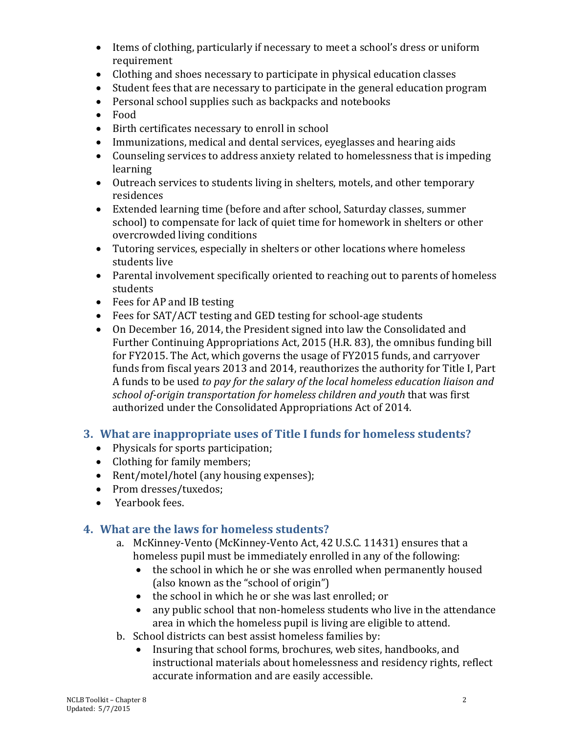- Items of clothing, particularly if necessary to meet a school's dress or uniform requirement
- Clothing and shoes necessary to participate in physical education classes
- Student fees that are necessary to participate in the general education program
- Personal school supplies such as backpacks and notebooks
- Food
- Birth certificates necessary to enroll in school
- Immunizations, medical and dental services, eyeglasses and hearing aids
- Counseling services to address anxiety related to homelessness that is impeding learning
- Outreach services to students living in shelters, motels, and other temporary residences
- Extended learning time (before and after school, Saturday classes, summer school) to compensate for lack of quiet time for homework in shelters or other overcrowded living conditions
- Tutoring services, especially in shelters or other locations where homeless students live
- Parental involvement specifically oriented to reaching out to parents of homeless students
- Fees for AP and IB testing
- Fees for SAT/ACT testing and GED testing for school-age students
- On December 16, 2014, the President signed into law the Consolidated and Further Continuing Appropriations Act, 2015 (H.R. 83), the omnibus funding bill for FY2015. The Act, which governs the usage of FY2015 funds, and carryover funds from fiscal years 2013 and 2014, reauthorizes the authority for Title I, Part A funds to be used *to pay for the salary of the local homeless education liaison and school of-origin transportation for homeless children and youth* that was first authorized under the Consolidated Appropriations Act of 2014.

## 3. What are inappropriate uses of Title I funds for homeless students?

- Physicals for sports participation;
- Clothing for family members;
- Rent/motel/hotel (any housing expenses);
- Prom dresses/tuxedos;
- Yearbook fees.

## 4. What are the laws for homeless students?

a. McKinney-Vento (McKinney-Vento Act, 42 U.S.C. 11431) ensures that a homeless pupil must be immediately enrolled in any of the following:
   - the school in which he or she was enrolled when permanently housed (also known as the "school of origin")
   - the school in which he or she was last enrolled; or
   - any public school that non-homeless students who live in the attendance area in which the homeless pupil is living are eligible to attend.

b. School districts can best assist homeless families by:
   - Insuring that school forms, brochures, web sites, handbooks, and instructional materials about homelessness and residency rights, reflect accurate information and are easily accessible.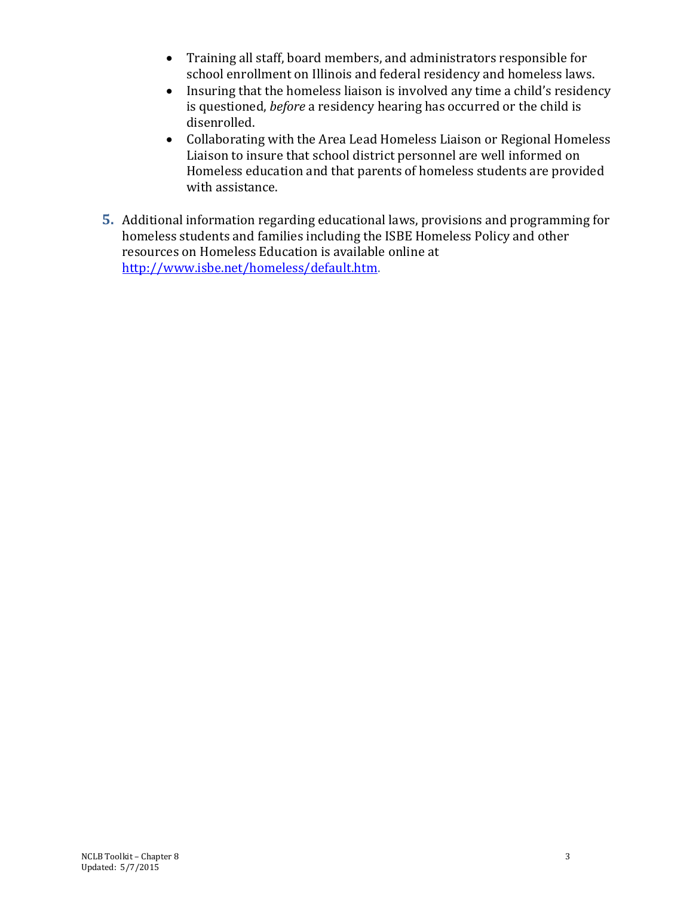- Training all staff, board members, and administrators responsible for school enrollment on Illinois and federal residency and homeless laws.
- Insuring that the homeless liaison is involved any time a child's residency is questioned, *before* a residency hearing has occurred or the child is disenrolled.
- Collaborating with the Area Lead Homeless Liaison or Regional Homeless Liaison to insure that school district personnel are well informed on Homeless education and that parents of homeless students are provided with assistance.

5. Additional information regarding educational laws, provisions and programming for homeless students and families including the ISBE Homeless Policy and other resources on Homeless Education is available online at [http://www.isbe.net/homeless/default.htm](http://www.isbe.net/homeless/default.htm).